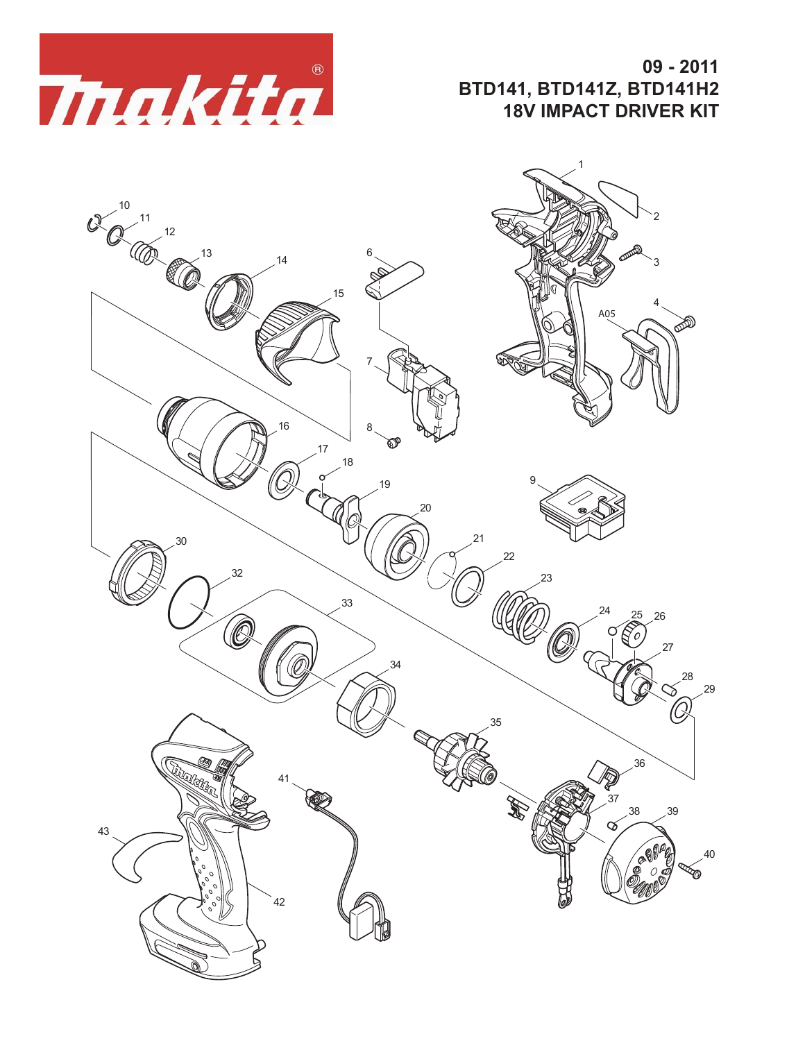**makita**

# 09 - 2011
# BTD141, BTD141Z, BTD141H2
# 18V IMPACT DRIVER KIT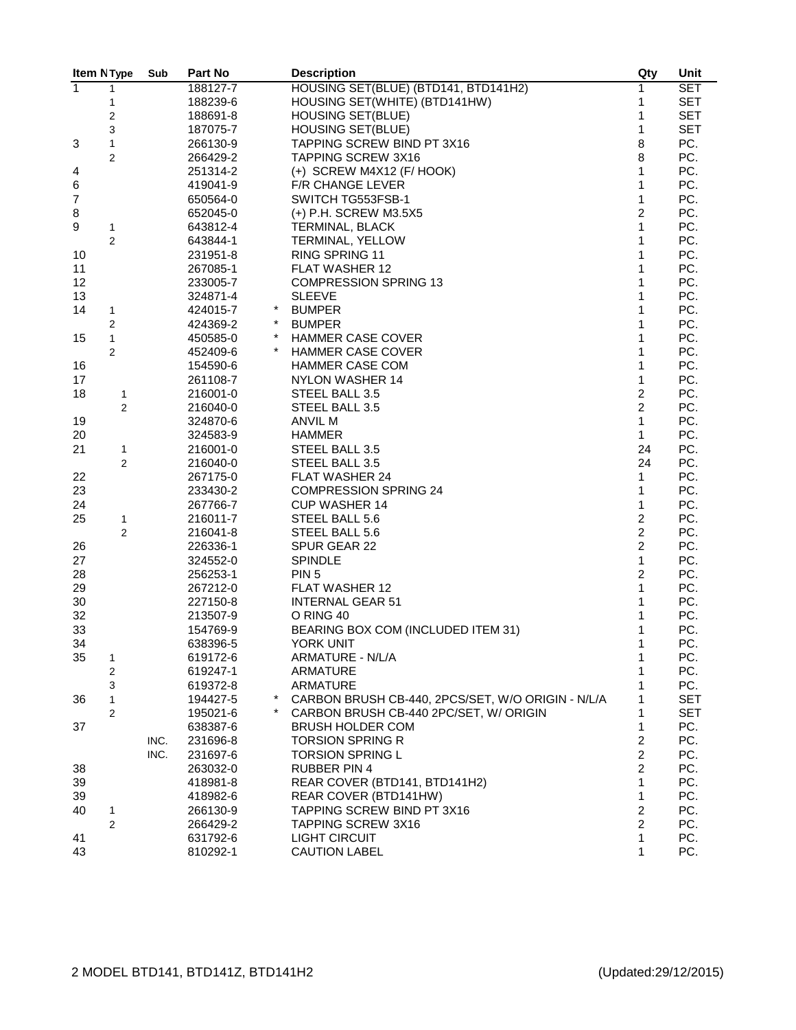| Item No | Type | Sub | Part No | | Description | Qty | Unit |
|---|---|---|---|---|---|---|---|
| 1 | 1 | | 188127-7 | | HOUSING SET(BLUE) (BTD141, BTD141H2) | 1 | SET |
| | 1 | | 188239-6 | | HOUSING SET(WHITE) (BTD141HW) | 1 | SET |
| | 2 | | 188691-8 | | HOUSING SET(BLUE) | 1 | SET |
| | 3 | | 187075-7 | | HOUSING SET(BLUE) | 1 | SET |
| 3 | 1 | | 266130-9 | | TAPPING SCREW BIND PT 3X16 | 8 | PC. |
| | 2 | | 266429-2 | | TAPPING SCREW 3X16 | 8 | PC. |
| 4 | | | 251314-2 | | (+) SCREW M4X12 (F/ HOOK) | 1 | PC. |
| 6 | | | 419041-9 | | F/R CHANGE LEVER | 1 | PC. |
| 7 | | | 650564-0 | | SWITCH TG553FSB-1 | 1 | PC. |
| 8 | | | 652045-0 | | (+) P.H. SCREW M3.5X5 | 2 | PC. |
| 9 | 1 | | 643812-4 | | TERMINAL, BLACK | 1 | PC. |
| | 2 | | 643844-1 | | TERMINAL, YELLOW | 1 | PC. |
| 10 | | | 231951-8 | | RING SPRING 11 | 1 | PC. |
| 11 | | | 267085-1 | | FLAT WASHER 12 | 1 | PC. |
| 12 | | | 233005-7 | | COMPRESSION SPRING 13 | 1 | PC. |
| 13 | | | 324871-4 | | SLEEVE | 1 | PC. |
| 14 | 1 | | 424015-7 | * | BUMPER | 1 | PC. |
| | 2 | | 424369-2 | * | BUMPER | 1 | PC. |
| 15 | 1 | | 450585-0 | * | HAMMER CASE COVER | 1 | PC. |
| | 2 | | 452409-6 | * | HAMMER CASE COVER | 1 | PC. |
| 16 | | | 154590-6 | | HAMMER CASE COM | 1 | PC. |
| 17 | | | 261108-7 | | NYLON WASHER 14 | 1 | PC. |
| 18 | 1 | | 216001-0 | | STEEL BALL 3.5 | 2 | PC. |
| | 2 | | 216040-0 | | STEEL BALL 3.5 | 2 | PC. |
| 19 | | | 324870-6 | | ANVIL M | 1 | PC. |
| 20 | | | 324583-9 | | HAMMER | 1 | PC. |
| 21 | 1 | | 216001-0 | | STEEL BALL 3.5 | 24 | PC. |
| | 2 | | 216040-0 | | STEEL BALL 3.5 | 24 | PC. |
| 22 | | | 267175-0 | | FLAT WASHER 24 | 1 | PC. |
| 23 | | | 233430-2 | | COMPRESSION SPRING 24 | 1 | PC. |
| 24 | | | 267766-7 | | CUP WASHER 14 | 1 | PC. |
| 25 | 1 | | 216011-7 | | STEEL BALL 5.6 | 2 | PC. |
| | 2 | | 216041-8 | | STEEL BALL 5.6 | 2 | PC. |
| 26 | | | 226336-1 | | SPUR GEAR 22 | 2 | PC. |
| 27 | | | 324552-0 | | SPINDLE | 1 | PC. |
| 28 | | | 256253-1 | | PIN 5 | 2 | PC. |
| 29 | | | 267212-0 | | FLAT WASHER 12 | 1 | PC. |
| 30 | | | 227150-8 | | INTERNAL GEAR 51 | 1 | PC. |
| 32 | | | 213507-9 | | O RING 40 | 1 | PC. |
| 33 | | | 154769-9 | | BEARING BOX COM (INCLUDED ITEM 31) | 1 | PC. |
| 34 | | | 638396-5 | | YORK UNIT | 1 | PC. |
| 35 | 1 | | 619172-6 | | ARMATURE - N/L/A | 1 | PC. |
| | 2 | | 619247-1 | | ARMATURE | 1 | PC. |
| | 3 | | 619372-8 | | ARMATURE | 1 | PC. |
| 36 | 1 | | 194427-5 | * | CARBON BRUSH CB-440, 2PCS/SET, W/O ORIGIN - N/L/A | 1 | SET |
| | 2 | | 195021-6 | * | CARBON BRUSH CB-440 2PC/SET, W/ ORIGIN | 1 | SET |
| 37 | | | 638387-6 | | BRUSH HOLDER COM | 1 | PC. |
| | | INC. | 231696-8 | | TORSION SPRING R | 2 | PC. |
| | | INC. | 231697-6 | | TORSION SPRING L | 2 | PC. |
| 38 | | | 263032-0 | | RUBBER PIN 4 | 2 | PC. |
| 39 | | | 418981-8 | | REAR COVER (BTD141, BTD141H2) | 1 | PC. |
| 39 | | | 418982-6 | | REAR COVER (BTD141HW) | 1 | PC. |
| 40 | 1 | | 266130-9 | | TAPPING SCREW BIND PT 3X16 | 2 | PC. |
| | 2 | | 266429-2 | | TAPPING SCREW 3X16 | 2 | PC. |
| 41 | | | 631792-6 | | LIGHT CIRCUIT | 1 | PC. |
| 43 | | | 810292-1 | | CAUTION LABEL | 1 | PC. |

MODEL BTD141, BTD141Z, BTD141H2 (Updated:29/12/2015)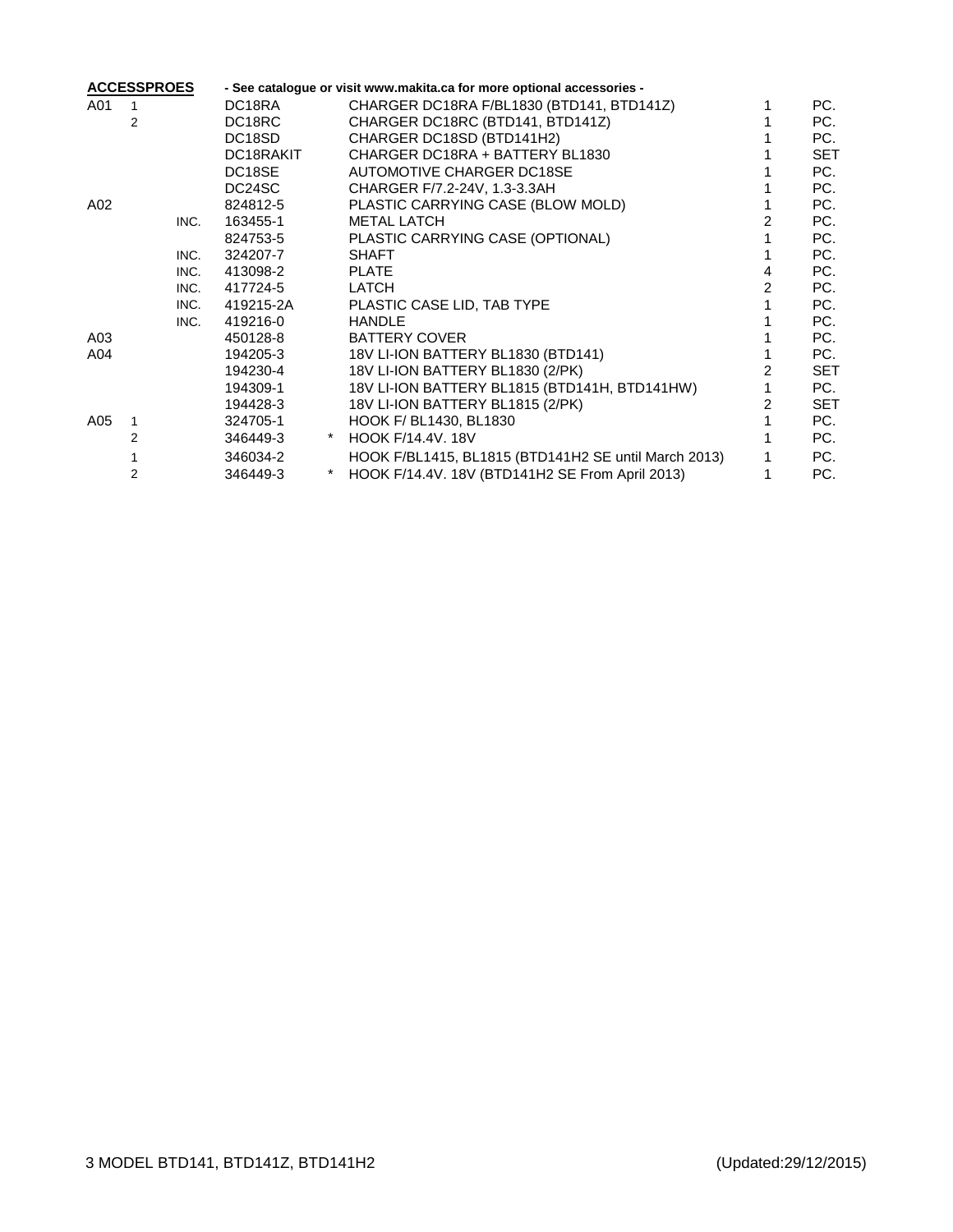**ACCESSPROES** **- See catalogue or visit www.makita.ca for more optional accessories -**

| Ref | Sub | Inc. | Part No. | * | Description | Qty | Unit |
|---|---|---|---|---|---|---|---|
| A01 | 1 | | DC18RA | | CHARGER DC18RA F/BL1830 (BTD141, BTD141Z) | 1 | PC. |
| | 2 | | DC18RC | | CHARGER DC18RC (BTD141, BTD141Z) | 1 | PC. |
| | | | DC18SD | | CHARGER DC18SD (BTD141H2) | 1 | PC. |
| | | | DC18RAKIT | | CHARGER DC18RA + BATTERY BL1830 | 1 | SET |
| | | | DC18SE | | AUTOMOTIVE CHARGER DC18SE | 1 | PC. |
| | | | DC24SC | | CHARGER F/7.2-24V, 1.3-3.3AH | 1 | PC. |
| A02 | | | 824812-5 | | PLASTIC CARRYING CASE (BLOW MOLD) | 1 | PC. |
| | | INC. | 163455-1 | | METAL LATCH | 2 | PC. |
| | | | 824753-5 | | PLASTIC CARRYING CASE (OPTIONAL) | 1 | PC. |
| | | INC. | 324207-7 | | SHAFT | 1 | PC. |
| | | INC. | 413098-2 | | PLATE | 4 | PC. |
| | | INC. | 417724-5 | | LATCH | 2 | PC. |
| | | INC. | 419215-2A | | PLASTIC CASE LID, TAB TYPE | 1 | PC. |
| | | INC. | 419216-0 | | HANDLE | 1 | PC. |
| A03 | | | 450128-8 | | BATTERY COVER | 1 | PC. |
| A04 | | | 194205-3 | | 18V LI-ION BATTERY BL1830 (BTD141) | 1 | PC. |
| | | | 194230-4 | | 18V LI-ION BATTERY BL1830 (2/PK) | 2 | SET |
| | | | 194309-1 | | 18V LI-ION BATTERY BL1815 (BTD141H, BTD141HW) | 1 | PC. |
| | | | 194428-3 | | 18V LI-ION BATTERY BL1815 (2/PK) | 2 | SET |
| A05 | 1 | | 324705-1 | | HOOK F/ BL1430, BL1830 | 1 | PC. |
| | 2 | | 346449-3 | * | HOOK F/14.4V. 18V | 1 | PC. |
| | 1 | | 346034-2 | | HOOK F/BL1415, BL1815 (BTD141H2 SE until March 2013) | 1 | PC. |
| | 2 | | 346449-3 | * | HOOK F/14.4V. 18V (BTD141H2 SE From April 2013) | 1 | PC. |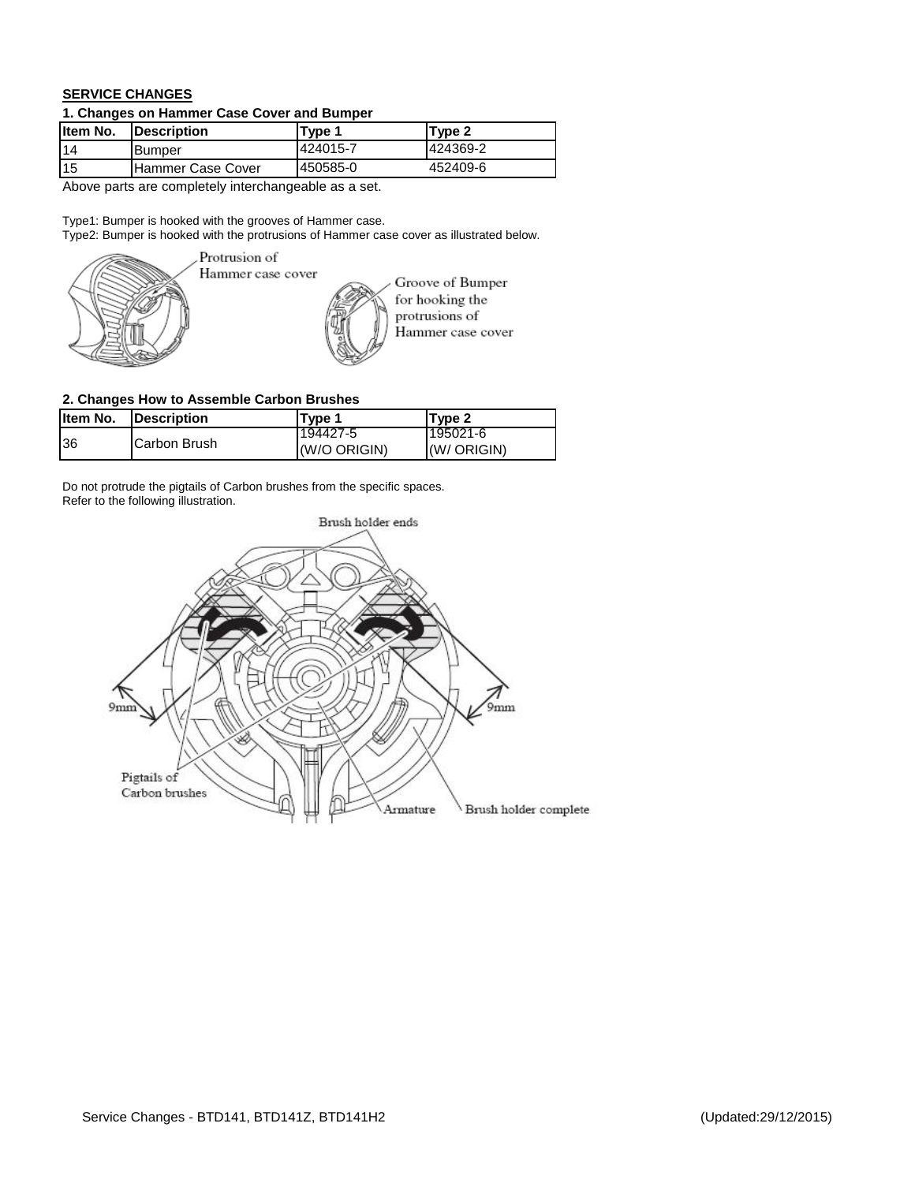## SERVICE CHANGES

### 1. Changes on Hammer Case Cover and Bumper

| Item No. | Description | Type 1 | Type 2 |
|---|---|---|---|
| 14 | Bumper | 424015-7 | 424369-2 |
| 15 | Hammer Case Cover | 450585-0 | 452409-6 |

Above parts are completely interchangeable as a set.

Type1: Bumper is hooked with the grooves of Hammer case.
Type2: Bumper is hooked with the protrusions of Hammer case cover as illustrated below.

Protrusion of Hammer case cover

Groove of Bumper for hooking the protrusions of Hammer case cover

### 2. Changes How to Assemble Carbon Brushes

| Item No. | Description | Type 1 | Type 2 |
|---|---|---|---|
| 36 | Carbon Brush | 194427-5 (W/O ORIGIN) | 195021-6 (W/ ORIGIN) |

Do not protrude the pigtails of Carbon brushes from the specific spaces.
Refer to the following illustration.

Brush holder ends

9mm

9mm

Pigtails of Carbon brushes

Armature

Brush holder complete

Service Changes - BTD141, BTD141Z, BTD141H2 (Updated:29/12/2015)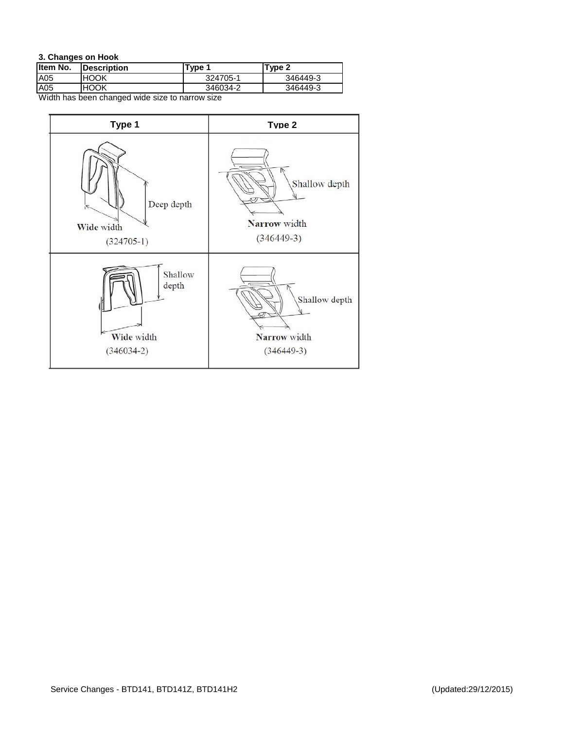### 3. Changes on Hook

| Item No. | Description | Type 1 | Type 2 |
|---|---|---|---|
| A05 | HOOK | 324705-1 | 346449-3 |
| A05 | HOOK | 346034-2 | 346449-3 |

Width has been changed wide size to narrow size

| Type 1 | Type 2 |
|---|---|
| Deep depth<br>Wide width<br>(324705-1) | Shallow depth<br>Narrow width<br>(346449-3) |
| Shallow depth<br>Wide width<br>(346034-2) | Shallow depth<br>Narrow width<br>(346449-3) |

Service Changes - BTD141, BTD141Z, BTD141H2 (Updated:29/12/2015)